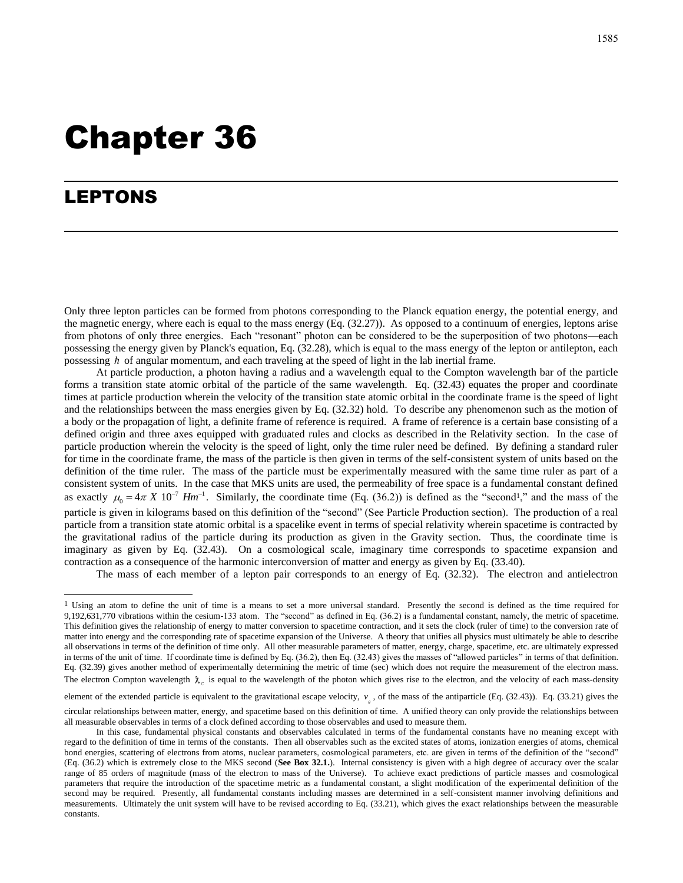# Chapter 36

## LEPTONS

Only three lepton particles can be formed from photons corresponding to the Planck equation energy, the potential energy, and the magnetic energy, where each is equal to the mass energy (Eq. (32.27)). As opposed to a continuum of energies, leptons arise from photons of only three energies. Each "resonant" photon can be considered to be the superposition of two photons—each possessing the energy given by Planck's equation, Eq. (32.28), which is equal to the mass energy of the lepton or antilepton, each possessing $\hbar$ of angular momentum, and each traveling at the speed of light in the lab inertial frame.

At particle production, a photon having a radius and a wavelength equal to the Compton wavelength bar of the particle forms a transition state atomic orbital of the particle of the same wavelength. Eq. (32.43) equates the proper and coordinate times at particle production wherein the velocity of the transition state atomic orbital in the coordinate frame is the speed of light and the relationships between the mass energies given by Eq. (32.32) hold. To describe any phenomenon such as the motion of a body or the propagation of light, a definite frame of reference is required. A frame of reference is a certain base consisting of a defined origin and three axes equipped with graduated rules and clocks as described in the Relativity section. In the case of particle production wherein the velocity is the speed of light, only the time ruler need be defined. By defining a standard ruler for time in the coordinate frame, the mass of the particle is then given in terms of the self-consistent system of units based on the definition of the time ruler. The mass of the particle must be experimentally measured with the same time ruler as part of a consistent system of units. In the case that MKS units are used, the permeability of free space is a fundamental constant defined as exactly $\mu_0 = 4\pi \ X \ 10^{-7} \ Hm^{-1}$. Similarly, the coordinate time (Eq. (36.2)) is defined as the "second[1]," and the mass of the particle is given in kilograms based on this definition of the "second" (See Particle Production section). The production of a real particle from a transition state atomic orbital is a spacelike event in terms of special relativity wherein spacetime is contracted by the gravitational radius of the particle during its production as given in the Gravity section. Thus, the coordinate time is imaginary as given by Eq. (32.43). On a cosmological scale, imaginary time corresponds to spacetime expansion and contraction as a consequence of the harmonic interconversion of matter and energy as given by Eq. (33.40).

The mass of each member of a lepton pair corresponds to an energy of Eq. (32.32). The electron and antielectron

---

[1] Using an atom to define the unit of time is a means to set a more universal standard. Presently the second is defined as the time required for 9,192,631,770 vibrations within the cesium-133 atom. The "second" as defined in Eq. (36.2) is a fundamental constant, namely, the metric of spacetime. This definition gives the relationship of energy to matter conversion to spacetime contraction, and it sets the clock (ruler of time) to the conversion rate of matter into energy and the corresponding rate of spacetime expansion of the Universe. A theory that unifies all physics must ultimately be able to describe all observations in terms of the definition of time only. All other measurable parameters of matter, energy, charge, spacetime, etc. are ultimately expressed in terms of the unit of time. If coordinate time is defined by Eq. (36.2), then Eq. (32.43) gives the masses of "allowed particles" in terms of that definition. Eq. (32.39) gives another method of experimentally determining the metric of time (sec) which does not require the measurement of the electron mass. The electron Compton wavelength $\lambda\!\!\!^{-}_C$ is equal to the wavelength of the photon which gives rise to the electron, and the velocity of each mass-density element of the extended particle is equivalent to the gravitational escape velocity, $v_g$, of the mass of the antiparticle (Eq. (32.43)). Eq. (33.21) gives the circular relationships between matter, energy, and spacetime based on this definition of time. A unified theory can only provide the relationships between all measurable observables in terms of a clock defined according to those observables and used to measure them.

In this case, fundamental physical constants and observables calculated in terms of the fundamental constants have no meaning except with regard to the definition of time in terms of the constants. Then all observables such as the excited states of atoms, ionization energies of atoms, chemical bond energies, scattering of electrons from atoms, nuclear parameters, cosmological parameters, etc. are given in terms of the definition of the "second" (Eq. (36.2) which is extremely close to the MKS second (**See Box 32.1.**). Internal consistency is given with a high degree of accuracy over the scalar range of 85 orders of magnitude (mass of the electron to mass of the Universe). To achieve exact predictions of particle masses and cosmological parameters that require the introduction of the spacetime metric as a fundamental constant, a slight modification of the experimental definition of the second may be required. Presently, all fundamental constants including masses are determined in a self-consistent manner involving definitions and measurements. Ultimately the unit system will have to be revised according to Eq. (33.21), which gives the exact relationships between the measurable constants.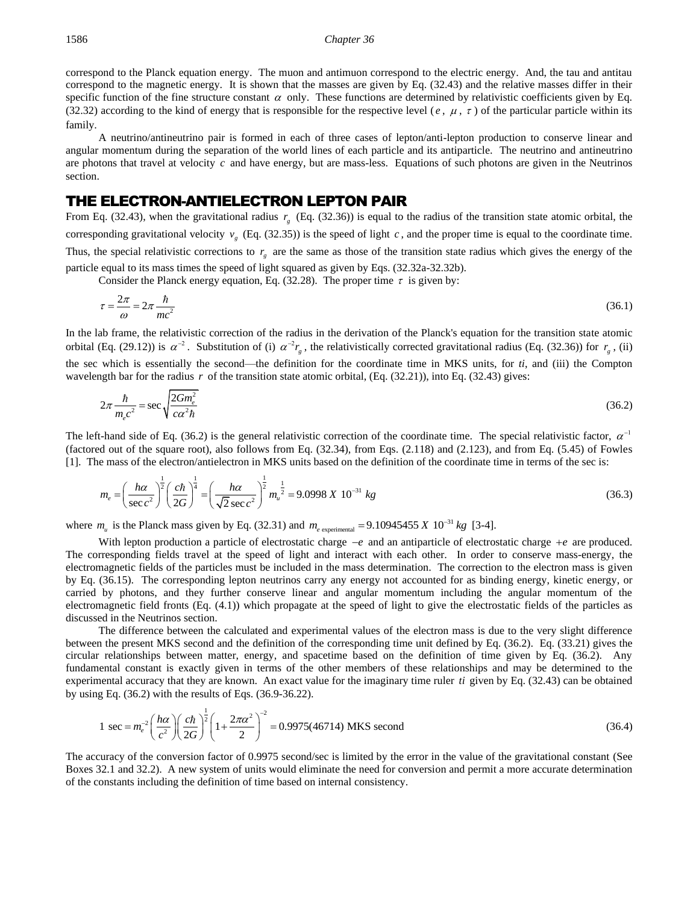correspond to the Planck equation energy. The muon and antimuon correspond to the electric energy. And, the tau and antitau correspond to the magnetic energy. It is shown that the masses are given by Eq. (32.43) and the relative masses differ in their specific function of the fine structure constant $\alpha$ only. These functions are determined by relativistic coefficients given by Eq. (32.32) according to the kind of energy that is responsible for the respective level ($e$, $\mu$, $\tau$) of the particular particle within its family.

A neutrino/antineutrino pair is formed in each of three cases of lepton/anti-lepton production to conserve linear and angular momentum during the separation of the world lines of each particle and its antiparticle. The neutrino and antineutrino are photons that travel at velocity $c$ and have energy, but are mass-less. Equations of such photons are given in the Neutrinos section.

## THE ELECTRON-ANTIELECTRON LEPTON PAIR

From Eq. (32.43), when the gravitational radius $r_g$ (Eq. (32.36)) is equal to the radius of the transition state atomic orbital, the corresponding gravitational velocity $v_g$ (Eq. (32.35)) is the speed of light $c$, and the proper time is equal to the coordinate time. Thus, the special relativistic corrections to $r_g$ are the same as those of the transition state radius which gives the energy of the particle equal to its mass times the speed of light squared as given by Eqs. (32.32a-32.32b).

Consider the Planck energy equation, Eq. (32.28). The proper time $\tau$ is given by:

$$\tau = \frac{2\pi}{\omega} = 2\pi\frac{\hbar}{mc^2} \tag{36.1}$$

In the lab frame, the relativistic correction of the radius in the derivation of the Planck's equation for the transition state atomic orbital (Eq. (29.12)) is $\alpha^{-2}$. Substitution of (i) $\alpha^{-2}r_g$, the relativistically corrected gravitational radius (Eq. (32.36)) for $r_g$, (ii) the sec which is essentially the second—the definition for the coordinate time in MKS units, for *ti*, and (iii) the Compton wavelength bar for the radius $r$ of the transition state atomic orbital, (Eq. (32.21)), into Eq. (32.43) gives:

$$2\pi\frac{\hbar}{m_e c^2} = \sec\sqrt{\frac{2Gm_e^2}{c\alpha^2\hbar}} \tag{36.2}$$

The left-hand side of Eq. (36.2) is the general relativistic correction of the coordinate time. The special relativistic factor, $\alpha^{-1}$ (factored out of the square root), also follows from Eq. (32.34), from Eqs. (2.118) and (2.123), and from Eq. (5.45) of Fowles [1]. The mass of the electron/antielectron in MKS units based on the definition of the coordinate time in terms of the sec is:

$$m_e = \left(\frac{h\alpha}{\sec c^2}\right)^{\frac{1}{2}}\left(\frac{c\hbar}{2G}\right)^{\frac{1}{4}} = \left(\frac{h\alpha}{\sqrt{2}\sec c^2}\right)^{\frac{1}{2}} m_u^{\frac{1}{2}} = 9.0998\ X\ 10^{-31}\ kg \tag{36.3}$$

where $m_u$ is the Planck mass given by Eq. (32.31) and $m_{e\ \text{experimental}} = 9.10945455\ X\ 10^{-31}\ kg$ [3-4].

With lepton production a particle of electrostatic charge $-e$ and an antiparticle of electrostatic charge $+e$ are produced. The corresponding fields travel at the speed of light and interact with each other. In order to conserve mass-energy, the electromagnetic fields of the particles must be included in the mass determination. The correction to the electron mass is given by Eq. (36.15). The corresponding lepton neutrinos carry any energy not accounted for as binding energy, kinetic energy, or carried by photons, and they further conserve linear and angular momentum including the angular momentum of the electromagnetic field fronts (Eq. (4.1)) which propagate at the speed of light to give the electrostatic fields of the particles as discussed in the Neutrinos section.

The difference between the calculated and experimental values of the electron mass is due to the very slight difference between the present MKS second and the definition of the corresponding time unit defined by Eq. (36.2). Eq. (33.21) gives the circular relationships between matter, energy, and spacetime based on the definition of time given by Eq. (36.2). Any fundamental constant is exactly given in terms of the other members of these relationships and may be determined to the experimental accuracy that they are known. An exact value for the imaginary time ruler *ti* given by Eq. (32.43) can be obtained by using Eq. (36.2) with the results of Eqs. (36.9-36.22).

$$1\ \sec = m_e^{-2}\left(\frac{h\alpha}{c^2}\right)\left(\frac{c\hbar}{2G}\right)^{\frac{1}{2}}\left(1+\frac{2\pi\alpha^2}{2}\right)^{-2} = 0.9975(46714)\ \text{MKS second} \tag{36.4}$$

The accuracy of the conversion factor of 0.9975 second/sec is limited by the error in the value of the gravitational constant (See Boxes 32.1 and 32.2). A new system of units would eliminate the need for conversion and permit a more accurate determination of the constants including the definition of time based on internal consistency.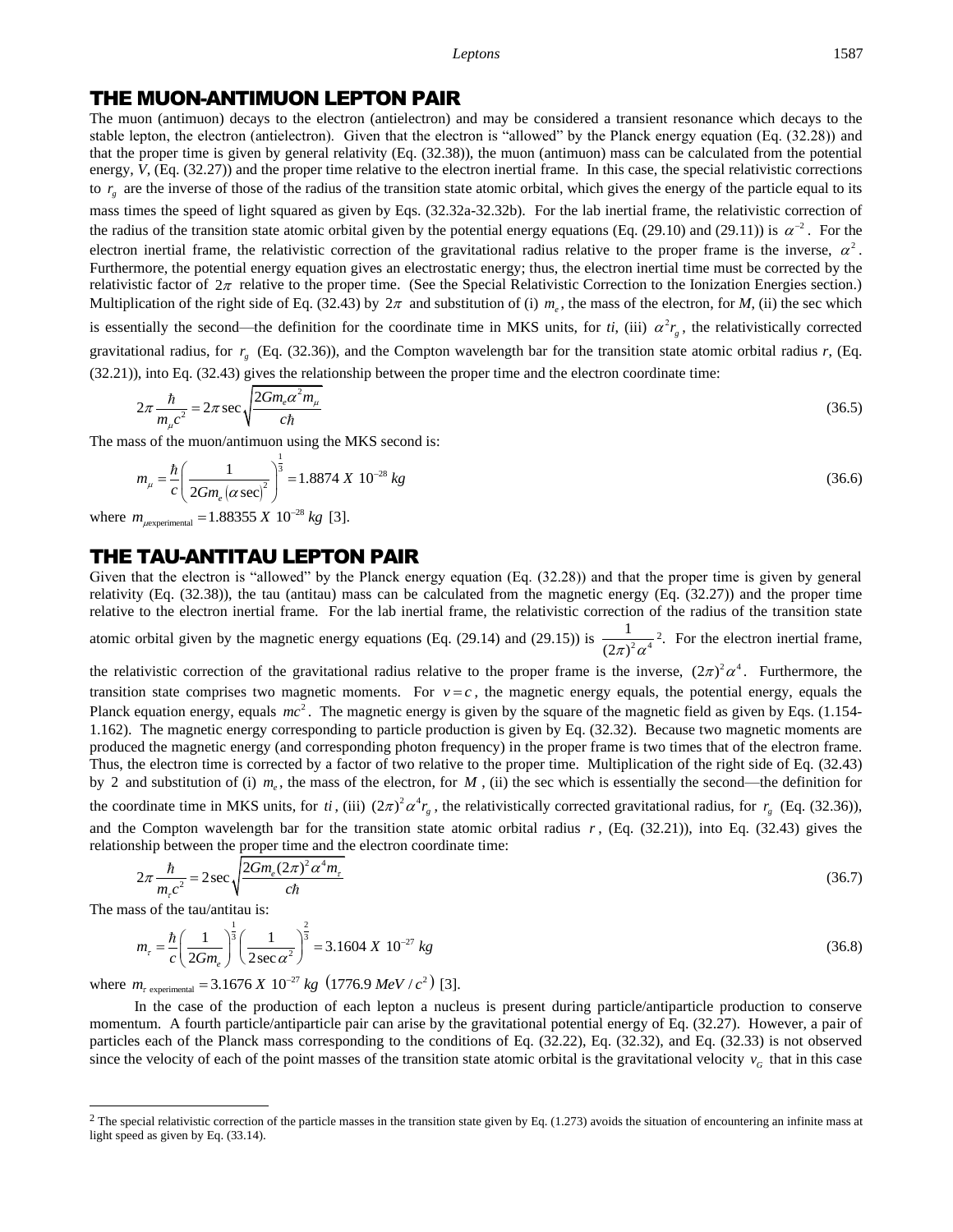## THE MUON-ANTIMUON LEPTON PAIR

The muon (antimuon) decays to the electron (antielectron) and may be considered a transient resonance which decays to the stable lepton, the electron (antielectron). Given that the electron is "allowed" by the Planck energy equation (Eq. (32.28)) and that the proper time is given by general relativity (Eq. (32.38)), the muon (antimuon) mass can be calculated from the potential energy, $V$, (Eq. (32.27)) and the proper time relative to the electron inertial frame. In this case, the special relativistic corrections to $r_g$ are the inverse of those of the radius of the transition state atomic orbital, which gives the energy of the particle equal to its mass times the speed of light squared as given by Eqs. (32.32a-32.32b). For the lab inertial frame, the relativistic correction of the radius of the transition state atomic orbital given by the potential energy equations (Eq. (29.10) and (29.11)) is $\alpha^{-2}$. For the electron inertial frame, the relativistic correction of the gravitational radius relative to the proper frame is the inverse, $\alpha^2$. Furthermore, the potential energy equation gives an electrostatic energy; thus, the electron inertial time must be corrected by the relativistic factor of $2\pi$ relative to the proper time. (See the Special Relativistic Correction to the Ionization Energies section.) Multiplication of the right side of Eq. (32.43) by $2\pi$ and substitution of (i) $m_e$, the mass of the electron, for $M$, (ii) the sec which is essentially the second—the definition for the coordinate time in MKS units, for $ti$, (iii) $\alpha^2 r_g$, the relativistically corrected gravitational radius, for $r_g$ (Eq. (32.36)), and the Compton wavelength bar for the transition state atomic orbital radius $r$, (Eq. (32.21)), into Eq. (32.43) gives the relationship between the proper time and the electron coordinate time:

$$2\pi \frac{\hbar}{m_\mu c^2} = 2\pi \sec \sqrt{\frac{2Gm_e \alpha^2 m_\mu}{c\hbar}} \tag{36.5}$$

The mass of the muon/antimuon using the MKS second is:

$$m_\mu = \frac{\hbar}{c}\left(\frac{1}{2Gm_e(\alpha \sec)^2}\right)^{\frac{1}{3}} = 1.8874\ X\ 10^{-28}\ kg \tag{36.6}$$

where $m_{\mu\text{experimental}} = 1.88355\ X\ 10^{-28}\ kg$ [3].

## THE TAU-ANTITAU LEPTON PAIR

Given that the electron is "allowed" by the Planck energy equation (Eq. (32.28)) and that the proper time is given by general relativity (Eq. (32.38)), the tau (antitau) mass can be calculated from the magnetic energy (Eq. (32.27)) and the proper time relative to the electron inertial frame. For the lab inertial frame, the relativistic correction of the radius of the transition state atomic orbital given by the magnetic energy equations (Eq. (29.14) and (29.15)) is $\frac{1}{(2\pi)^2\alpha^4}$ [2]. For the electron inertial frame, the relativistic correction of the gravitational radius relative to the proper frame is the inverse, $(2\pi)^2\alpha^4$. Furthermore, the transition state comprises two magnetic moments. For $v = c$, the magnetic energy equals, the potential energy, equals the Planck equation energy, equals $mc^2$. The magnetic energy is given by the square of the magnetic field as given by Eqs. (1.154-1.162). The magnetic energy corresponding to particle production is given by Eq. (32.32). Because two magnetic moments are produced the magnetic energy (and corresponding photon frequency) in the proper frame is two times that of the electron frame. Thus, the electron time is corrected by a factor of two relative to the proper time. Multiplication of the right side of Eq. (32.43) by 2 and substitution of (i) $m_e$, the mass of the electron, for $M$, (ii) the sec which is essentially the second—the definition for the coordinate time in MKS units, for $ti$, (iii) $(2\pi)^2\alpha^4 r_g$, the relativistically corrected gravitational radius, for $r_g$ (Eq. (32.36)), and the Compton wavelength bar for the transition state atomic orbital radius $r$, (Eq. (32.21)), into Eq. (32.43) gives the relationship between the proper time and the electron coordinate time:

$$2\pi \frac{\hbar}{m_\tau c^2} = 2\sec \sqrt{\frac{2Gm_e(2\pi)^2\alpha^4 m_\tau}{c\hbar}} \tag{36.7}$$

The mass of the tau/antitau is:

$$m_\tau = \frac{\hbar}{c}\left(\frac{1}{2Gm_e}\right)^{\frac{1}{3}}\left(\frac{1}{2\sec\alpha^2}\right)^{\frac{2}{3}} = 3.1604\ X\ 10^{-27}\ kg \tag{36.8}$$

where $m_{\tau\ \text{experimental}} = 3.1676\ X\ 10^{-27}\ kg\ \left(1776.9\ MeV/c^2\right)$ [3].

In the case of the production of each lepton a nucleus is present during particle/antiparticle production to conserve momentum. A fourth particle/antiparticle pair can arise by the gravitational potential energy of Eq. (32.27). However, a pair of particles each of the Planck mass corresponding to the conditions of Eq. (32.22), Eq. (32.32), and Eq. (32.33) is not observed since the velocity of each of the point masses of the transition state atomic orbital is the gravitational velocity $v_G$ that in this case

---

[2] The special relativistic correction of the particle masses in the transition state given by Eq. (1.273) avoids the situation of encountering an infinite mass at light speed as given by Eq. (33.14).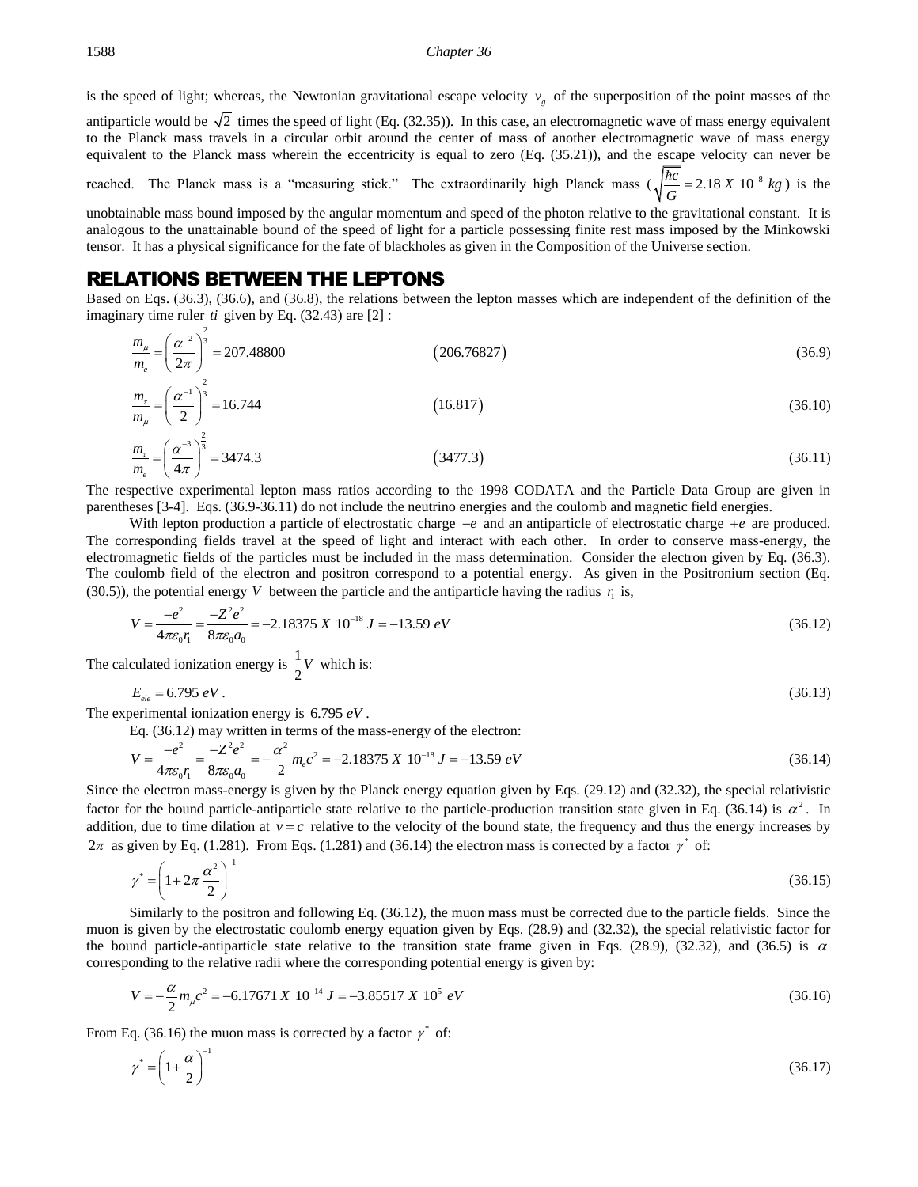is the speed of light; whereas, the Newtonian gravitational escape velocity $v_g$ of the superposition of the point masses of the antiparticle would be $\sqrt{2}$ times the speed of light (Eq. (32.35)). In this case, an electromagnetic wave of mass energy equivalent to the Planck mass travels in a circular orbit around the center of mass of another electromagnetic wave of mass energy equivalent to the Planck mass wherein the eccentricity is equal to zero (Eq. (35.21)), and the escape velocity can never be reached. The Planck mass is a "measuring stick." The extraordinarily high Planck mass ($\sqrt{\frac{\hbar c}{G}} = 2.18\ X\ 10^{-8}\ kg$) is the unobtainable mass bound imposed by the angular momentum and speed of the photon relative to the gravitational constant. It is analogous to the unattainable bound of the speed of light for a particle possessing finite rest mass imposed by the Minkowski tensor. It has a physical significance for the fate of blackholes as given in the Composition of the Universe section.

## RELATIONS BETWEEN THE LEPTONS

Based on Eqs. (36.3), (36.6), and (36.8), the relations between the lepton masses which are independent of the definition of the imaginary time ruler $ti$ given by Eq. (32.43) are [2] :

$$\frac{m_\mu}{m_e} = \left(\frac{\alpha^{-2}}{2\pi}\right)^{\frac{2}{3}} = 207.48800 \qquad (206.76827) \tag{36.9}$$

$$\frac{m_\tau}{m_\mu} = \left(\frac{\alpha^{-1}}{2}\right)^{\frac{2}{3}} = 16.744 \qquad (16.817) \tag{36.10}$$

$$\frac{m_\tau}{m_e} = \left(\frac{\alpha^{-3}}{4\pi}\right)^{\frac{2}{3}} = 3474.3 \qquad (3477.3) \tag{36.11}$$

The respective experimental lepton mass ratios according to the 1998 CODATA and the Particle Data Group are given in parentheses [3-4]. Eqs. (36.9-36.11) do not include the neutrino energies and the coulomb and magnetic field energies.

With lepton production a particle of electrostatic charge $-e$ and an antiparticle of electrostatic charge $+e$ are produced. The corresponding fields travel at the speed of light and interact with each other. In order to conserve mass-energy, the electromagnetic fields of the particles must be included in the mass determination. Consider the electron given by Eq. (36.3). The coulomb field of the electron and positron correspond to a potential energy. As given in the Positronium section (Eq. (30.5)), the potential energy $V$ between the particle and the antiparticle having the radius $r_1$ is,

$$V = \frac{-e^2}{4\pi\varepsilon_0 r_1} = \frac{-Z^2 e^2}{8\pi\varepsilon_0 a_0} = -2.18375\ X\ 10^{-18}\ J = -13.59\ eV \tag{36.12}$$

The calculated ionization energy is $\frac{1}{2}V$ which is:

$$E_{ele} = 6.795\ eV\,. \tag{36.13}$$

The experimental ionization energy is $6.795\ eV$.

Eq. (36.12) may written in terms of the mass-energy of the electron:

$$V = \frac{-e^2}{4\pi\varepsilon_0 r_1} = \frac{-Z^2 e^2}{8\pi\varepsilon_0 a_0} = -\frac{\alpha^2}{2} m_e c^2 = -2.18375\ X\ 10^{-18}\ J = -13.59\ eV \tag{36.14}$$

Since the electron mass-energy is given by the Planck energy equation given by Eqs. (29.12) and (32.32), the special relativistic factor for the bound particle-antiparticle state relative to the particle-production transition state given in Eq. (36.14) is $\alpha^2$. In addition, due to time dilation at $v = c$ relative to the velocity of the bound state, the frequency and thus the energy increases by $2\pi$ as given by Eq. (1.281). From Eqs. (1.281) and (36.14) the electron mass is corrected by a factor $\gamma^*$ of:

$$\gamma^* = \left(1 + 2\pi\frac{\alpha^2}{2}\right)^{-1} \tag{36.15}$$

Similarly to the positron and following Eq. (36.12), the muon mass must be corrected due to the particle fields. Since the muon is given by the electrostatic coulomb energy equation given by Eqs. (28.9) and (32.32), the special relativistic factor for the bound particle-antiparticle state relative to the transition state frame given in Eqs. (28.9), (32.32), and (36.5) is $\alpha$ corresponding to the relative radii where the corresponding potential energy is given by:

$$V = -\frac{\alpha}{2} m_\mu c^2 = -6.17671\ X\ 10^{-14}\ J = -3.85517\ X\ 10^{5}\ eV \tag{36.16}$$

From Eq. (36.16) the muon mass is corrected by a factor $\gamma^*$ of:

$$\gamma^* = \left(1 + \frac{\alpha}{2}\right)^{-1} \tag{36.17}$$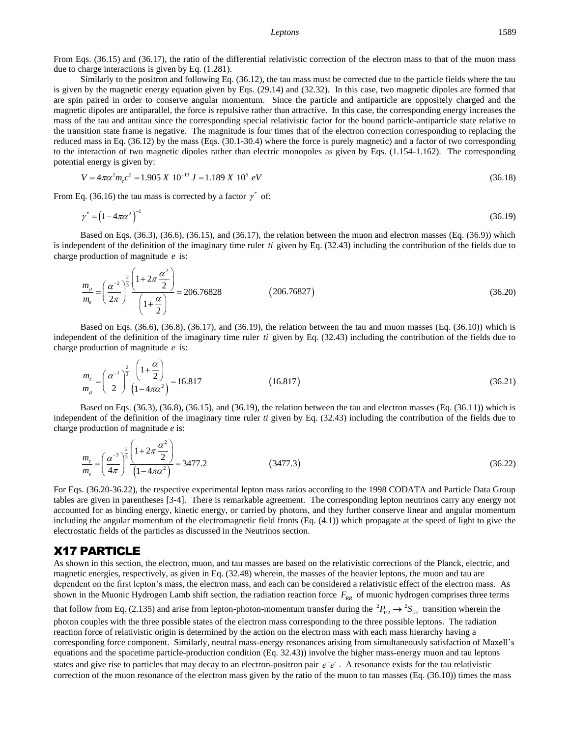From Eqs. (36.15) and (36.17), the ratio of the differential relativistic correction of the electron mass to that of the muon mass due to charge interactions is given by Eq. (1.281).

Similarly to the positron and following Eq. (36.12), the tau mass must be corrected due to the particle fields where the tau is given by the magnetic energy equation given by Eqs. (29.14) and (32.32). In this case, two magnetic dipoles are formed that are spin paired in order to conserve angular momentum. Since the particle and antiparticle are oppositely charged and the magnetic dipoles are antiparallel, the force is repulsive rather than attractive. In this case, the corresponding energy increases the mass of the tau and antitau since the corresponding special relativistic factor for the bound particle-antiparticle state relative to the transition state frame is negative. The magnitude is four times that of the electron correction corresponding to replacing the reduced mass in Eq. (36.12) by the mass (Eqs. (30.1-30.4) where the force is purely magnetic) and a factor of two corresponding to the interaction of two magnetic dipoles rather than electric monopoles as given by Eqs. (1.154-1.162). The corresponding potential energy is given by:

$$V = 4\pi\alpha^2 m_\tau c^2 = 1.905 \ X \ 10^{-13} \ J = 1.189 \ X \ 10^6 \ eV \tag{36.18}$$

From Eq. (36.16) the tau mass is corrected by a factor $\gamma^*$ of:

$$\gamma^* = \left(1 - 4\pi\alpha^2\right)^{-1} \tag{36.19}$$

Based on Eqs. (36.3), (36.6), (36.15), and (36.17), the relation between the muon and electron masses (Eq. (36.9)) which is independent of the definition of the imaginary time ruler $ti$ given by Eq. (32.43) including the contribution of the fields due to charge production of magnitude $e$ is:

$$\frac{m_\mu}{m_e} = \left(\frac{\alpha^{-2}}{2\pi}\right)^{\frac{2}{3}} \frac{\left(1 + 2\pi\frac{\alpha^2}{2}\right)}{\left(1 + \frac{\alpha}{2}\right)} = 206.76828 \qquad (206.76827) \tag{36.20}$$

Based on Eqs. (36.6), (36.8), (36.17), and (36.19), the relation between the tau and muon masses (Eq. (36.10)) which is independent of the definition of the imaginary time ruler $ti$ given by Eq. (32.43) including the contribution of the fields due to charge production of magnitude $e$ is:

$$\frac{m_\tau}{m_\mu} = \left(\frac{\alpha^{-1}}{2}\right)^{\frac{2}{3}} \frac{\left(1 + \frac{\alpha}{2}\right)}{\left(1 - 4\pi\alpha^2\right)} = 16.817 \qquad (16.817) \tag{36.21}$$

Based on Eqs. (36.3), (36.8), (36.15), and (36.19), the relation between the tau and electron masses (Eq. (36.11)) which is independent of the definition of the imaginary time ruler $ti$ given by Eq. (32.43) including the contribution of the fields due to charge production of magnitude $e$ is:

$$\frac{m_\tau}{m_e} = \left(\frac{\alpha^{-3}}{4\pi}\right)^{\frac{2}{3}} \frac{\left(1 + 2\pi\frac{\alpha^2}{2}\right)}{\left(1 - 4\pi\alpha^2\right)} = 3477.2 \qquad (3477.3) \tag{36.22}$$

For Eqs. (36.20-36.22), the respective experimental lepton mass ratios according to the 1998 CODATA and Particle Data Group tables are given in parentheses [3-4]. There is remarkable agreement. The corresponding lepton neutrinos carry any energy not accounted for as binding energy, kinetic energy, or carried by photons, and they further conserve linear and angular momentum including the angular momentum of the electromagnetic field fronts (Eq. (4.1)) which propagate at the speed of light to give the electrostatic fields of the particles as discussed in the Neutrinos section.

## X17 PARTICLE

As shown in this section, the electron, muon, and tau masses are based on the relativistic corrections of the Planck, electric, and magnetic energies, respectively, as given in Eq. (32.48) wherein, the masses of the heavier leptons, the muon and tau are dependent on the first lepton's mass, the electron mass, and each can be considered a relativistic effect of the electron mass. As shown in the Muonic Hydrogen Lamb shift section, the radiation reaction force $F_{RR}$ of muonic hydrogen comprises three terms that follow from Eq. (2.135) and arise from lepton-photon-momentum transfer during the ${}^2P_{1/2} \rightarrow {}^2S_{1/2}$ transition wherein the photon couples with the three possible states of the electron mass corresponding to the three possible leptons. The radiation reaction force of relativistic origin is determined by the action on the electron mass with each mass hierarchy having a corresponding force component. Similarly, neutral mass-energy resonances arising from simultaneously satisfaction of Maxell's equations and the spacetime particle-production condition (Eq. 32.43)) involve the higher mass-energy muon and tau leptons states and give rise to particles that may decay to an electron-positron pair $e^+e^-$. A resonance exists for the tau relativistic correction of the muon resonance of the electron mass given by the ratio of the muon to tau masses (Eq. (36.10)) times the mass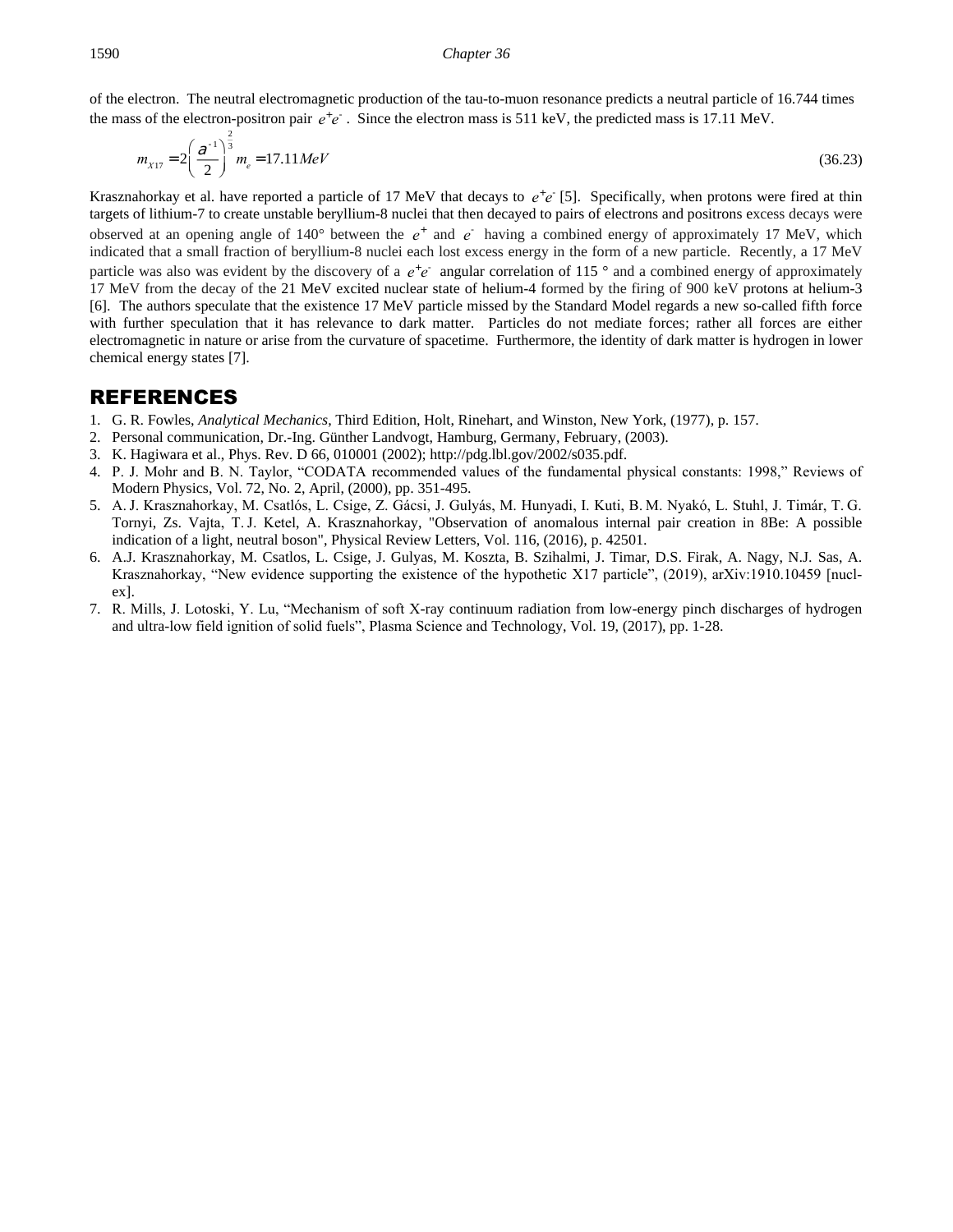of the electron. The neutral electromagnetic production of the tau-to-muon resonance predicts a neutral particle of 16.744 times the mass of the electron-positron pair $e^+e^-$. Since the electron mass is 511 keV, the predicted mass is 17.11 MeV.

$$m_{X17} = 2\left(\frac{\alpha^{-1}}{2}\right)^{\frac{2}{3}} m_e = 17.11 MeV \tag{36.23}$$

Krasznahorkay et al. have reported a particle of 17 MeV that decays to $e^+e^-$ [5]. Specifically, when protons were fired at thin targets of lithium-7 to create unstable beryllium-8 nuclei that then decayed to pairs of electrons and positrons excess decays were observed at an opening angle of 140° between the $e^+$ and $e^-$ having a combined energy of approximately 17 MeV, which indicated that a small fraction of beryllium-8 nuclei each lost excess energy in the form of a new particle. Recently, a 17 MeV particle was also was evident by the discovery of a $e^+e^-$ angular correlation of 115 ° and a combined energy of approximately 17 MeV from the decay of the 21 MeV excited nuclear state of helium-4 formed by the firing of 900 keV protons at helium-3 [6]. The authors speculate that the existence 17 MeV particle missed by the Standard Model regards a new so-called fifth force with further speculation that it has relevance to dark matter. Particles do not mediate forces; rather all forces are either electromagnetic in nature or arise from the curvature of spacetime. Furthermore, the identity of dark matter is hydrogen in lower chemical energy states [7].

# REFERENCES

1. G. R. Fowles, *Analytical Mechanics*, Third Edition, Holt, Rinehart, and Winston, New York, (1977), p. 157.
2. Personal communication, Dr.-Ing. Günther Landvogt, Hamburg, Germany, February, (2003).
3. K. Hagiwara et al., Phys. Rev. D 66, 010001 (2002); http://pdg.lbl.gov/2002/s035.pdf.
4. P. J. Mohr and B. N. Taylor, "CODATA recommended values of the fundamental physical constants: 1998," Reviews of Modern Physics, Vol. 72, No. 2, April, (2000), pp. 351-495.
5. A. J. Krasznahorkay, M. Csatlós, L. Csige, Z. Gácsi, J. Gulyás, M. Hunyadi, I. Kuti, B. M. Nyakó, L. Stuhl, J. Timár, T. G. Tornyi, Zs. Vajta, T. J. Ketel, A. Krasznahorkay, "Observation of anomalous internal pair creation in 8Be: A possible indication of a light, neutral boson", Physical Review Letters, Vol. 116, (2016), p. 42501.
6. A.J. Krasznahorkay, M. Csatlos, L. Csige, J. Gulyas, M. Koszta, B. Szihalmi, J. Timar, D.S. Firak, A. Nagy, N.J. Sas, A. Krasznahorkay, "New evidence supporting the existence of the hypothetic X17 particle", (2019), arXiv:1910.10459 [nucl-ex].
7. R. Mills, J. Lotoski, Y. Lu, "Mechanism of soft X-ray continuum radiation from low-energy pinch discharges of hydrogen and ultra-low field ignition of solid fuels", Plasma Science and Technology, Vol. 19, (2017), pp. 1-28.